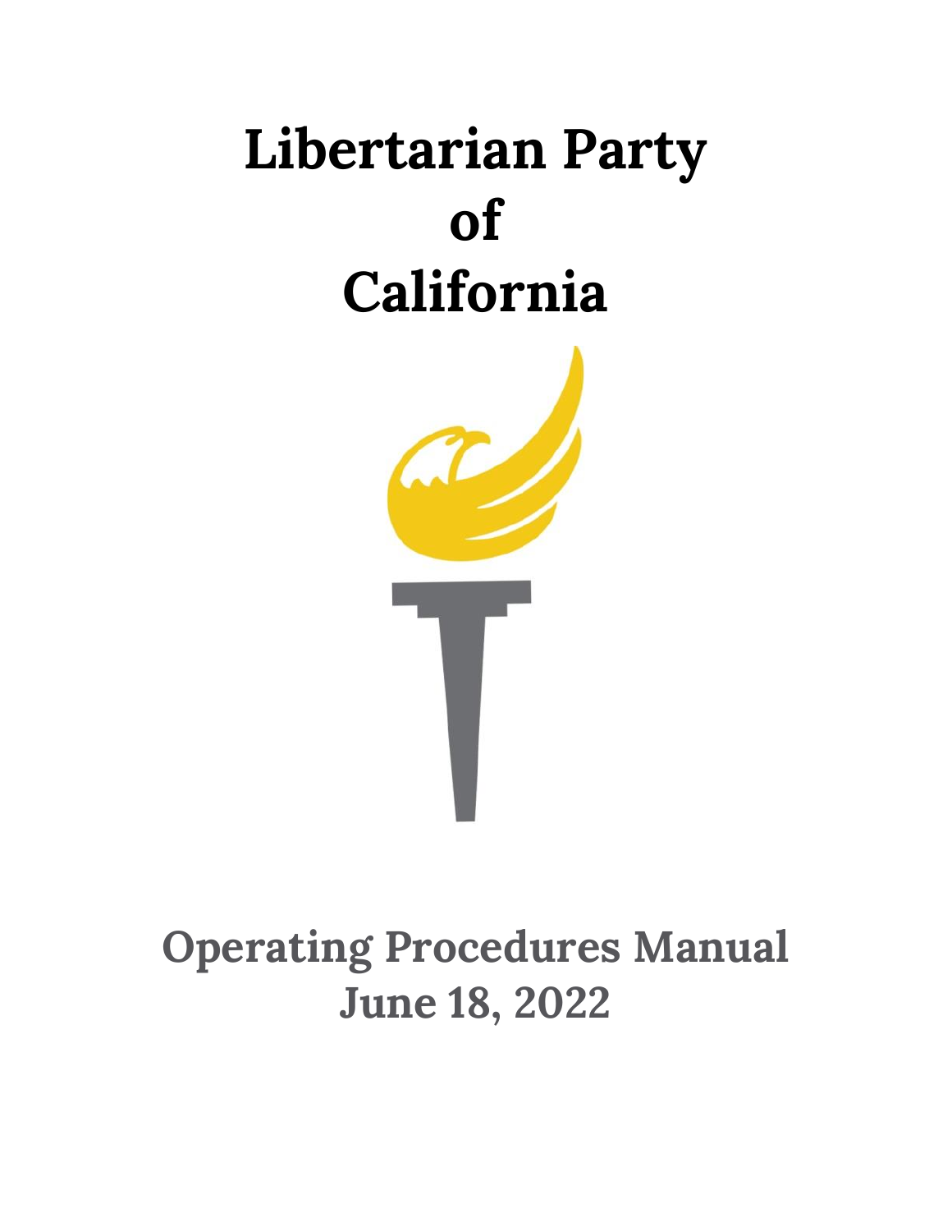# Libertarian Party of California

## Operating Procedures Manual

## June 18, 2022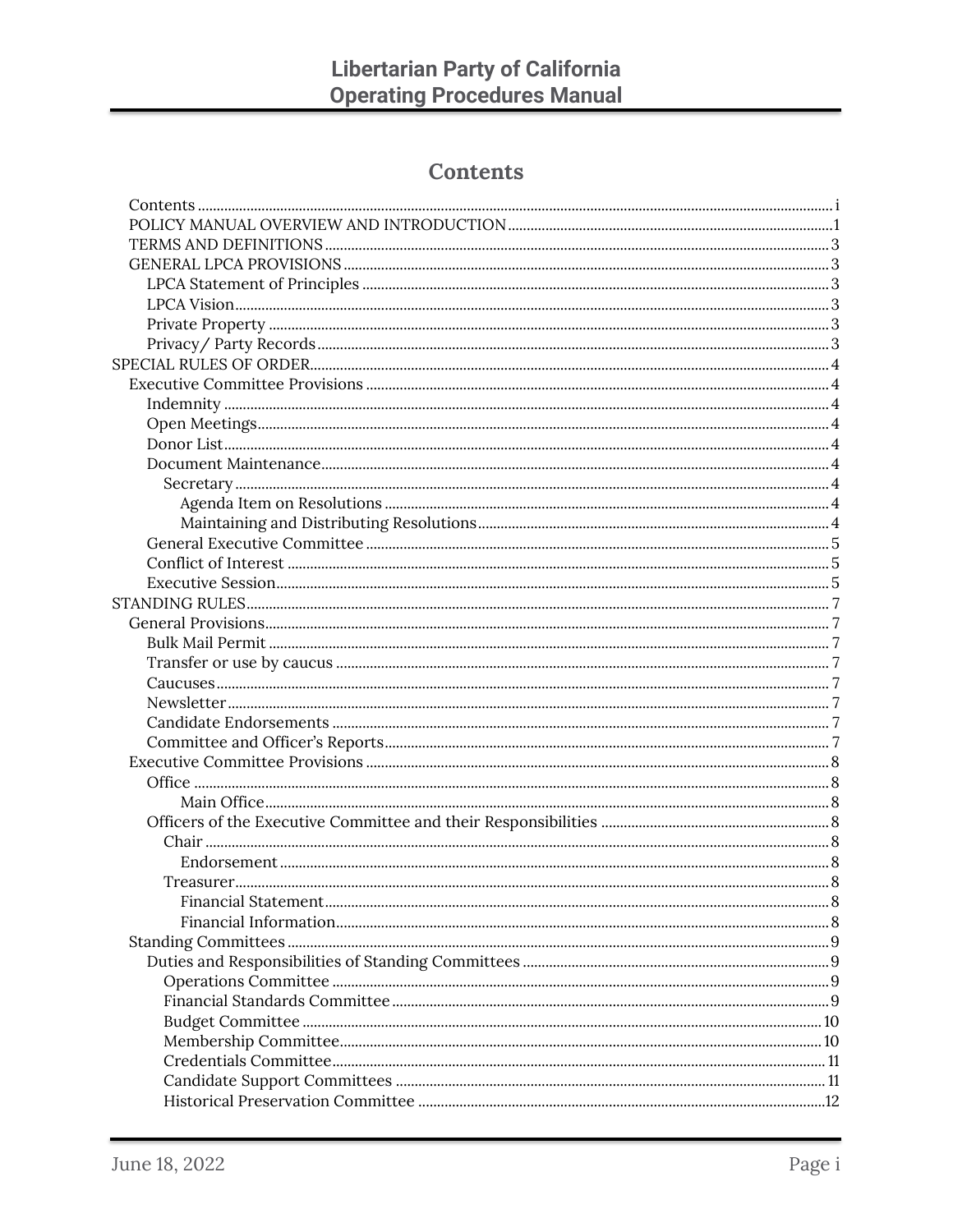# Contents

- Contents ... i
- POLICY MANUAL OVERVIEW AND INTRODUCTION ... 1
- TERMS AND DEFINITIONS ... 3
- GENERAL LPCA PROVISIONS ... 3
  - LPCA Statement of Principles ... 3
  - LPCA Vision ... 3
  - Private Property ... 3
  - Privacy/ Party Records ... 3
- SPECIAL RULES OF ORDER ... 4
  - Executive Committee Provisions ... 4
    - Indemnity ... 4
    - Open Meetings ... 4
    - Donor List ... 4
    - Document Maintenance ... 4
      - Secretary ... 4
        - Agenda Item on Resolutions ... 4
        - Maintaining and Distributing Resolutions ... 4
    - General Executive Committee ... 5
    - Conflict of Interest ... 5
    - Executive Session ... 5
- STANDING RULES ... 7
  - General Provisions ... 7
    - Bulk Mail Permit ... 7
    - Transfer or use by caucus ... 7
    - Caucuses ... 7
    - Newsletter ... 7
    - Candidate Endorsements ... 7
    - Committee and Officer's Reports ... 7
  - Executive Committee Provisions ... 8
    - Office ... 8
        - Main Office ... 8
    - Officers of the Executive Committee and their Responsibilities ... 8
      - Chair ... 8
        - Endorsement ... 8
      - Treasurer ... 8
        - Financial Statement ... 8
        - Financial Information ... 8
  - Standing Committees ... 9
    - Duties and Responsibilities of Standing Committees ... 9
      - Operations Committee ... 9
      - Financial Standards Committee ... 9
      - Budget Committee ... 10
      - Membership Committee ... 10
      - Credentials Committee ... 11
      - Candidate Support Committees ... 11
      - Historical Preservation Committee ... 12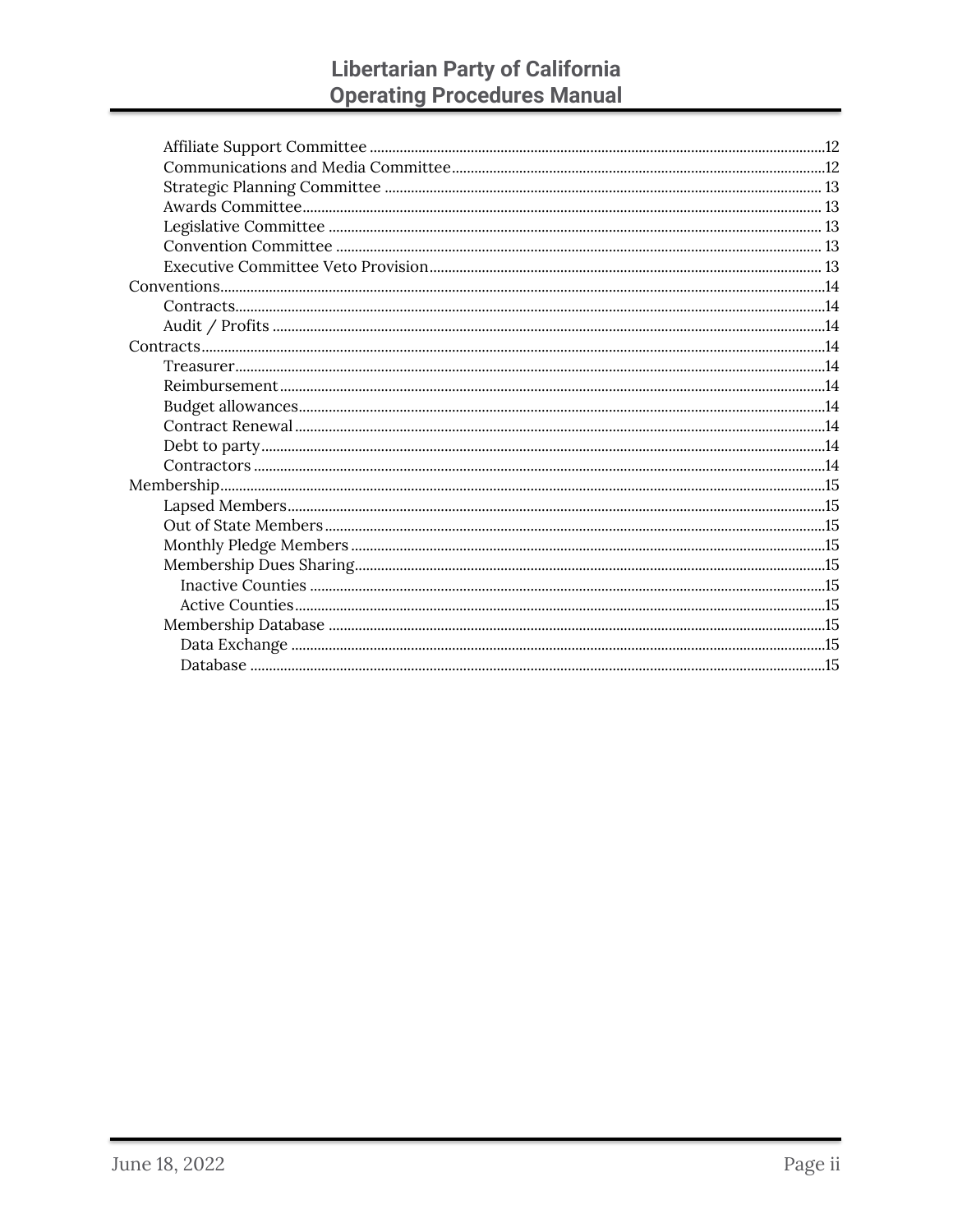- Affiliate Support Committee ......................................................................................................12
- Communications and Media Committee..................................................................................12
- Strategic Planning Committee ................................................................................................... 13
- Awards Committee........................................................................................................................ 13
- Legislative Committee ................................................................................................................. 13
- Convention Committee ............................................................................................................... 13
- Executive Committee Veto Provision....................................................................................... 13

Conventions...........................................................................................................................................14

- Contracts.........................................................................................................................................14
- Audit / Profits ................................................................................................................................14

Contracts..................................................................................................................................................14

- Treasurer.........................................................................................................................................14
- Reimbursement..............................................................................................................................14
- Budget allowances.........................................................................................................................14
- Contract Renewal...........................................................................................................................14
- Debt to party...................................................................................................................................14
- Contractors .....................................................................................................................................14

Membership.............................................................................................................................................15

- Lapsed Members............................................................................................................................15
- Out of State Members...................................................................................................................15
- Monthly Pledge Members ............................................................................................................15
- Membership Dues Sharing...........................................................................................................15
  - Inactive Counties .......................................................................................................................15
  - Active Counties...........................................................................................................................15
- Membership Database ..................................................................................................................15
  - Data Exchange ............................................................................................................................15
  - Database ......................................................................................................................................15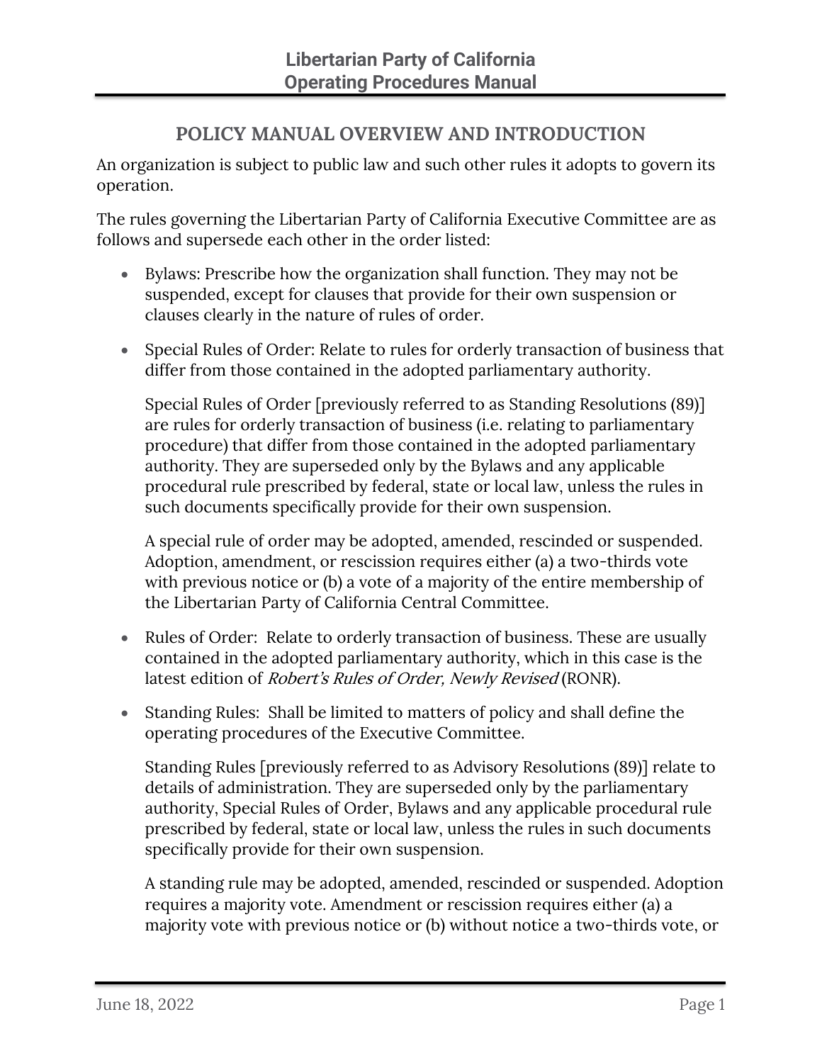## POLICY MANUAL OVERVIEW AND INTRODUCTION

An organization is subject to public law and such other rules it adopts to govern its operation.

The rules governing the Libertarian Party of California Executive Committee are as follows and supersede each other in the order listed:

- Bylaws: Prescribe how the organization shall function. They may not be suspended, except for clauses that provide for their own suspension or clauses clearly in the nature of rules of order.

- Special Rules of Order: Relate to rules for orderly transaction of business that differ from those contained in the adopted parliamentary authority.

  Special Rules of Order [previously referred to as Standing Resolutions (89)] are rules for orderly transaction of business (i.e. relating to parliamentary procedure) that differ from those contained in the adopted parliamentary authority. They are superseded only by the Bylaws and any applicable procedural rule prescribed by federal, state or local law, unless the rules in such documents specifically provide for their own suspension.

  A special rule of order may be adopted, amended, rescinded or suspended. Adoption, amendment, or rescission requires either (a) a two-thirds vote with previous notice or (b) a vote of a majority of the entire membership of the Libertarian Party of California Central Committee.

- Rules of Order: Relate to orderly transaction of business. These are usually contained in the adopted parliamentary authority, which in this case is the latest edition of *Robert's Rules of Order, Newly Revised* (RONR).

- Standing Rules: Shall be limited to matters of policy and shall define the operating procedures of the Executive Committee.

  Standing Rules [previously referred to as Advisory Resolutions (89)] relate to details of administration. They are superseded only by the parliamentary authority, Special Rules of Order, Bylaws and any applicable procedural rule prescribed by federal, state or local law, unless the rules in such documents specifically provide for their own suspension.

  A standing rule may be adopted, amended, rescinded or suspended. Adoption requires a majority vote. Amendment or rescission requires either (a) a majority vote with previous notice or (b) without notice a two-thirds vote, or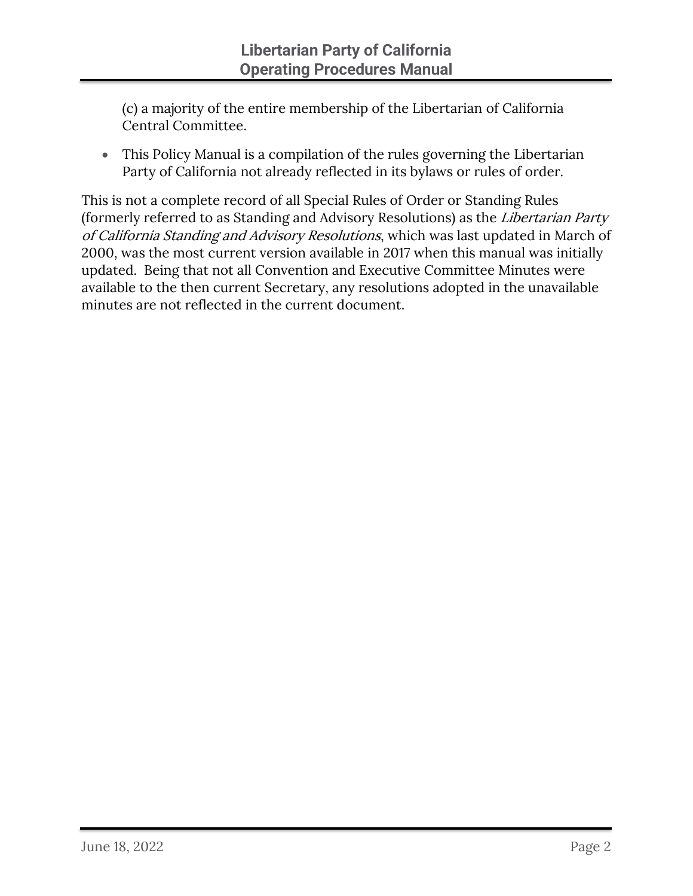(c) a majority of the entire membership of the Libertarian of California Central Committee.

- This Policy Manual is a compilation of the rules governing the Libertarian Party of California not already reflected in its bylaws or rules of order.

This is not a complete record of all Special Rules of Order or Standing Rules (formerly referred to as Standing and Advisory Resolutions) as the *Libertarian Party of California Standing and Advisory Resolutions*, which was last updated in March of 2000, was the most current version available in 2017 when this manual was initially updated. Being that not all Convention and Executive Committee Minutes were available to the then current Secretary, any resolutions adopted in the unavailable minutes are not reflected in the current document.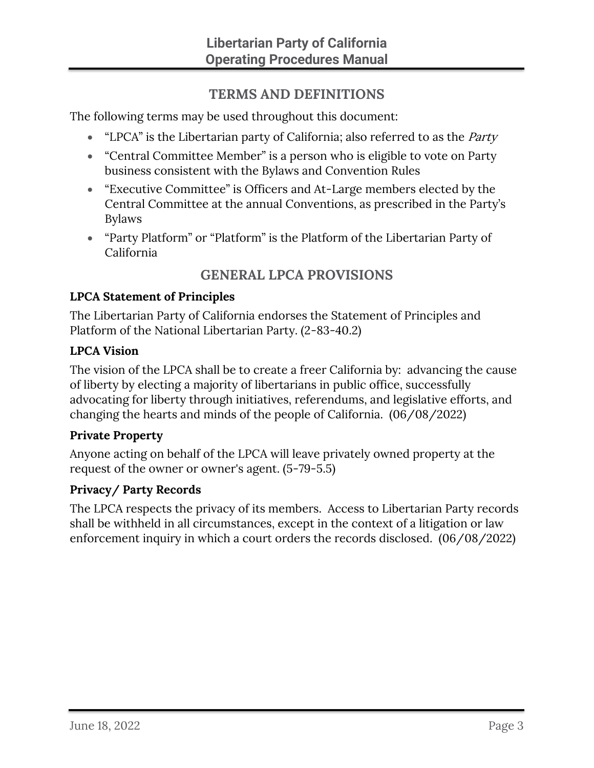## TERMS AND DEFINITIONS

The following terms may be used throughout this document:

- "LPCA" is the Libertarian party of California; also referred to as the *Party*
- "Central Committee Member" is a person who is eligible to vote on Party business consistent with the Bylaws and Convention Rules
- "Executive Committee" is Officers and At-Large members elected by the Central Committee at the annual Conventions, as prescribed in the Party's Bylaws
- "Party Platform" or "Platform" is the Platform of the Libertarian Party of California

## GENERAL LPCA PROVISIONS

**LPCA Statement of Principles**

The Libertarian Party of California endorses the Statement of Principles and Platform of the National Libertarian Party. (2-83-40.2)

**LPCA Vision**

The vision of the LPCA shall be to create a freer California by: advancing the cause of liberty by electing a majority of libertarians in public office, successfully advocating for liberty through initiatives, referendums, and legislative efforts, and changing the hearts and minds of the people of California. (06/08/2022)

**Private Property**

Anyone acting on behalf of the LPCA will leave privately owned property at the request of the owner or owner's agent. (5-79-5.5)

**Privacy/ Party Records**

The LPCA respects the privacy of its members. Access to Libertarian Party records shall be withheld in all circumstances, except in the context of a litigation or law enforcement inquiry in which a court orders the records disclosed. (06/08/2022)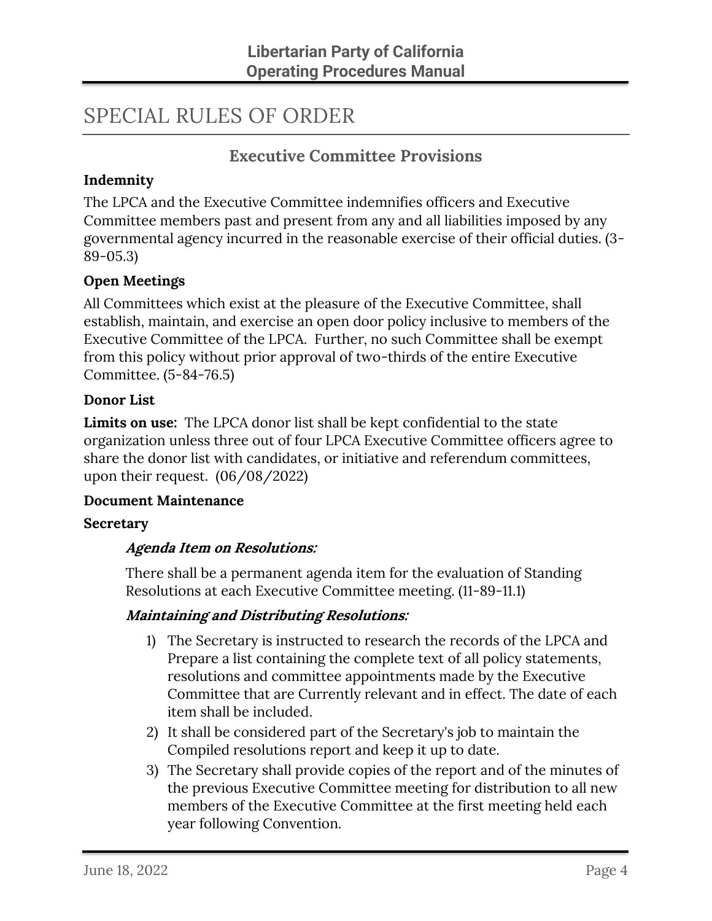# SPECIAL RULES OF ORDER

## Executive Committee Provisions

**Indemnity**

The LPCA and the Executive Committee indemnifies officers and Executive Committee members past and present from any and all liabilities imposed by any governmental agency incurred in the reasonable exercise of their official duties. (3-89-05.3)

**Open Meetings**

All Committees which exist at the pleasure of the Executive Committee, shall establish, maintain, and exercise an open door policy inclusive to members of the Executive Committee of the LPCA. Further, no such Committee shall be exempt from this policy without prior approval of two-thirds of the entire Executive Committee. (5-84-76.5)

**Donor List**

**Limits on use:** The LPCA donor list shall be kept confidential to the state organization unless three out of four LPCA Executive Committee officers agree to share the donor list with candidates, or initiative and referendum committees, upon their request. (06/08/2022)

**Document Maintenance**

**Secretary**

***Agenda Item on Resolutions:***

There shall be a permanent agenda item for the evaluation of Standing Resolutions at each Executive Committee meeting. (11-89-11.1)

***Maintaining and Distributing Resolutions:***

1) The Secretary is instructed to research the records of the LPCA and Prepare a list containing the complete text of all policy statements, resolutions and committee appointments made by the Executive Committee that are Currently relevant and in effect. The date of each item shall be included.
2) It shall be considered part of the Secretary's job to maintain the Compiled resolutions report and keep it up to date.
3) The Secretary shall provide copies of the report and of the minutes of the previous Executive Committee meeting for distribution to all new members of the Executive Committee at the first meeting held each year following Convention.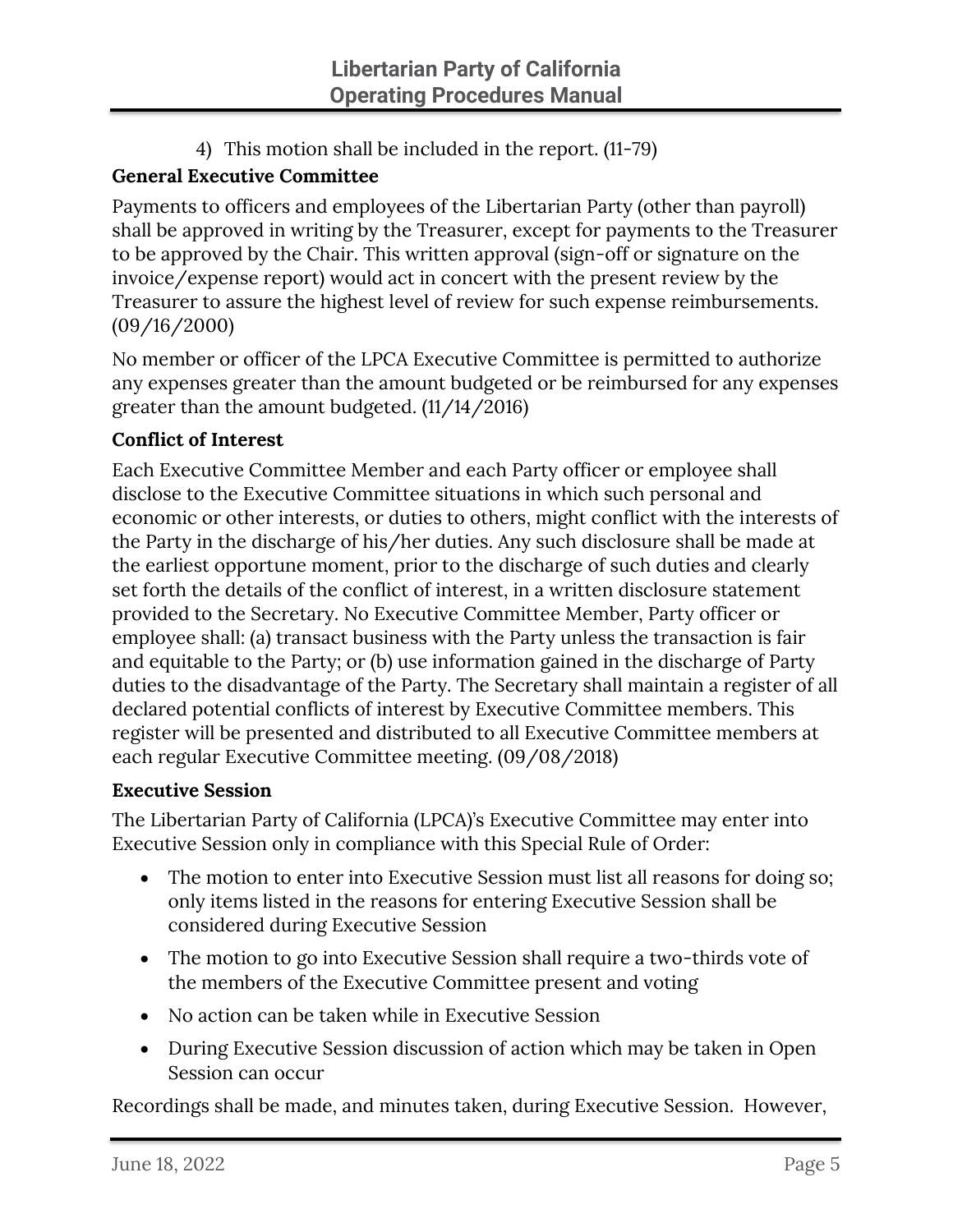4) This motion shall be included in the report. (11-79)

**General Executive Committee**

Payments to officers and employees of the Libertarian Party (other than payroll) shall be approved in writing by the Treasurer, except for payments to the Treasurer to be approved by the Chair. This written approval (sign-off or signature on the invoice/expense report) would act in concert with the present review by the Treasurer to assure the highest level of review for such expense reimbursements. (09/16/2000)

No member or officer of the LPCA Executive Committee is permitted to authorize any expenses greater than the amount budgeted or be reimbursed for any expenses greater than the amount budgeted. (11/14/2016)

**Conflict of Interest**

Each Executive Committee Member and each Party officer or employee shall disclose to the Executive Committee situations in which such personal and economic or other interests, or duties to others, might conflict with the interests of the Party in the discharge of his/her duties. Any such disclosure shall be made at the earliest opportune moment, prior to the discharge of such duties and clearly set forth the details of the conflict of interest, in a written disclosure statement provided to the Secretary. No Executive Committee Member, Party officer or employee shall: (a) transact business with the Party unless the transaction is fair and equitable to the Party; or (b) use information gained in the discharge of Party duties to the disadvantage of the Party. The Secretary shall maintain a register of all declared potential conflicts of interest by Executive Committee members. This register will be presented and distributed to all Executive Committee members at each regular Executive Committee meeting. (09/08/2018)

**Executive Session**

The Libertarian Party of California (LPCA)'s Executive Committee may enter into Executive Session only in compliance with this Special Rule of Order:

- The motion to enter into Executive Session must list all reasons for doing so; only items listed in the reasons for entering Executive Session shall be considered during Executive Session
- The motion to go into Executive Session shall require a two-thirds vote of the members of the Executive Committee present and voting
- No action can be taken while in Executive Session
- During Executive Session discussion of action which may be taken in Open Session can occur

Recordings shall be made, and minutes taken, during Executive Session. However,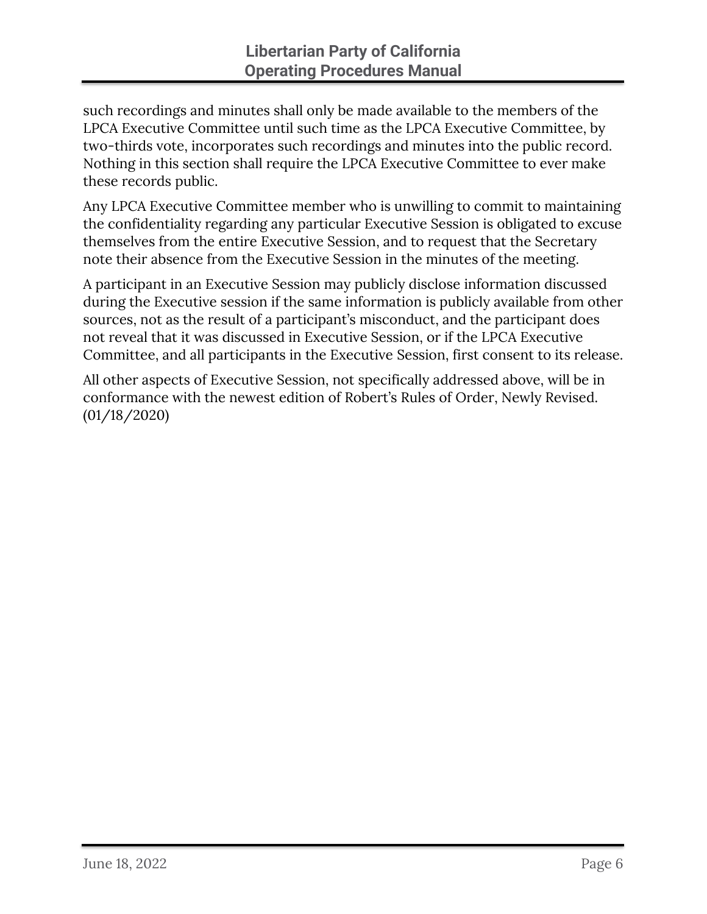such recordings and minutes shall only be made available to the members of the LPCA Executive Committee until such time as the LPCA Executive Committee, by two-thirds vote, incorporates such recordings and minutes into the public record. Nothing in this section shall require the LPCA Executive Committee to ever make these records public.

Any LPCA Executive Committee member who is unwilling to commit to maintaining the confidentiality regarding any particular Executive Session is obligated to excuse themselves from the entire Executive Session, and to request that the Secretary note their absence from the Executive Session in the minutes of the meeting.

A participant in an Executive Session may publicly disclose information discussed during the Executive session if the same information is publicly available from other sources, not as the result of a participant's misconduct, and the participant does not reveal that it was discussed in Executive Session, or if the LPCA Executive Committee, and all participants in the Executive Session, first consent to its release.

All other aspects of Executive Session, not specifically addressed above, will be in conformance with the newest edition of Robert's Rules of Order, Newly Revised. (01/18/2020)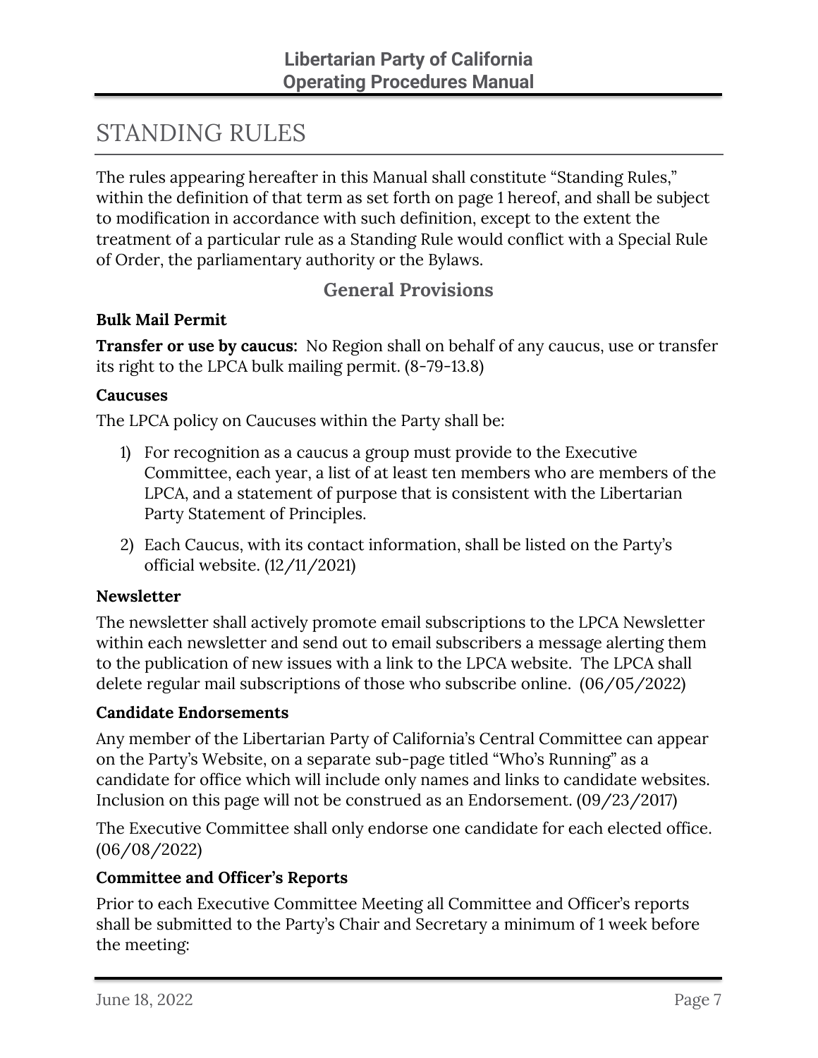# STANDING RULES

The rules appearing hereafter in this Manual shall constitute "Standing Rules," within the definition of that term as set forth on page 1 hereof, and shall be subject to modification in accordance with such definition, except to the extent the treatment of a particular rule as a Standing Rule would conflict with a Special Rule of Order, the parliamentary authority or the Bylaws.

## General Provisions

### Bulk Mail Permit

**Transfer or use by caucus:** No Region shall on behalf of any caucus, use or transfer its right to the LPCA bulk mailing permit. (8-79-13.8)

### Caucuses

The LPCA policy on Caucuses within the Party shall be:

1) For recognition as a caucus a group must provide to the Executive Committee, each year, a list of at least ten members who are members of the LPCA, and a statement of purpose that is consistent with the Libertarian Party Statement of Principles.
2) Each Caucus, with its contact information, shall be listed on the Party's official website. (12/11/2021)

### Newsletter

The newsletter shall actively promote email subscriptions to the LPCA Newsletter within each newsletter and send out to email subscribers a message alerting them to the publication of new issues with a link to the LPCA website. The LPCA shall delete regular mail subscriptions of those who subscribe online. (06/05/2022)

### Candidate Endorsements

Any member of the Libertarian Party of California's Central Committee can appear on the Party's Website, on a separate sub-page titled "Who's Running" as a candidate for office which will include only names and links to candidate websites. Inclusion on this page will not be construed as an Endorsement. (09/23/2017)

The Executive Committee shall only endorse one candidate for each elected office. (06/08/2022)

### Committee and Officer's Reports

Prior to each Executive Committee Meeting all Committee and Officer's reports shall be submitted to the Party's Chair and Secretary a minimum of 1 week before the meeting: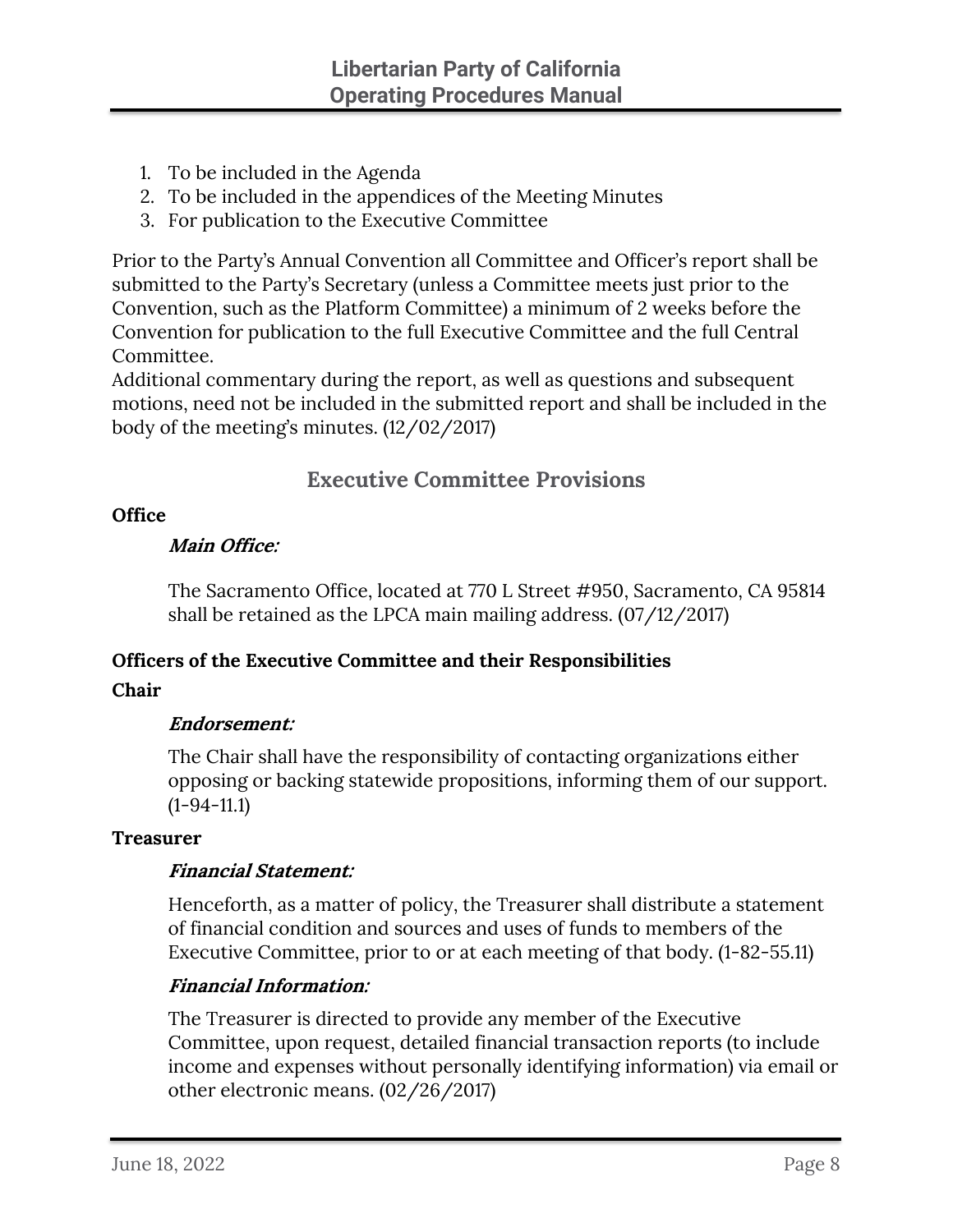1. To be included in the Agenda
2. To be included in the appendices of the Meeting Minutes
3. For publication to the Executive Committee

Prior to the Party's Annual Convention all Committee and Officer's report shall be submitted to the Party's Secretary (unless a Committee meets just prior to the Convention, such as the Platform Committee) a minimum of 2 weeks before the Convention for publication to the full Executive Committee and the full Central Committee.
Additional commentary during the report, as well as questions and subsequent motions, need not be included in the submitted report and shall be included in the body of the meeting's minutes. (12/02/2017)

## Executive Committee Provisions

**Office**

***Main Office:***

The Sacramento Office, located at 770 L Street #950, Sacramento, CA 95814 shall be retained as the LPCA main mailing address. (07/12/2017)

**Officers of the Executive Committee and their Responsibilities**

**Chair**

***Endorsement:***

The Chair shall have the responsibility of contacting organizations either opposing or backing statewide propositions, informing them of our support. (1-94-11.1)

**Treasurer**

***Financial Statement:***

Henceforth, as a matter of policy, the Treasurer shall distribute a statement of financial condition and sources and uses of funds to members of the Executive Committee, prior to or at each meeting of that body. (1-82-55.11)

***Financial Information:***

The Treasurer is directed to provide any member of the Executive Committee, upon request, detailed financial transaction reports (to include income and expenses without personally identifying information) via email or other electronic means. (02/26/2017)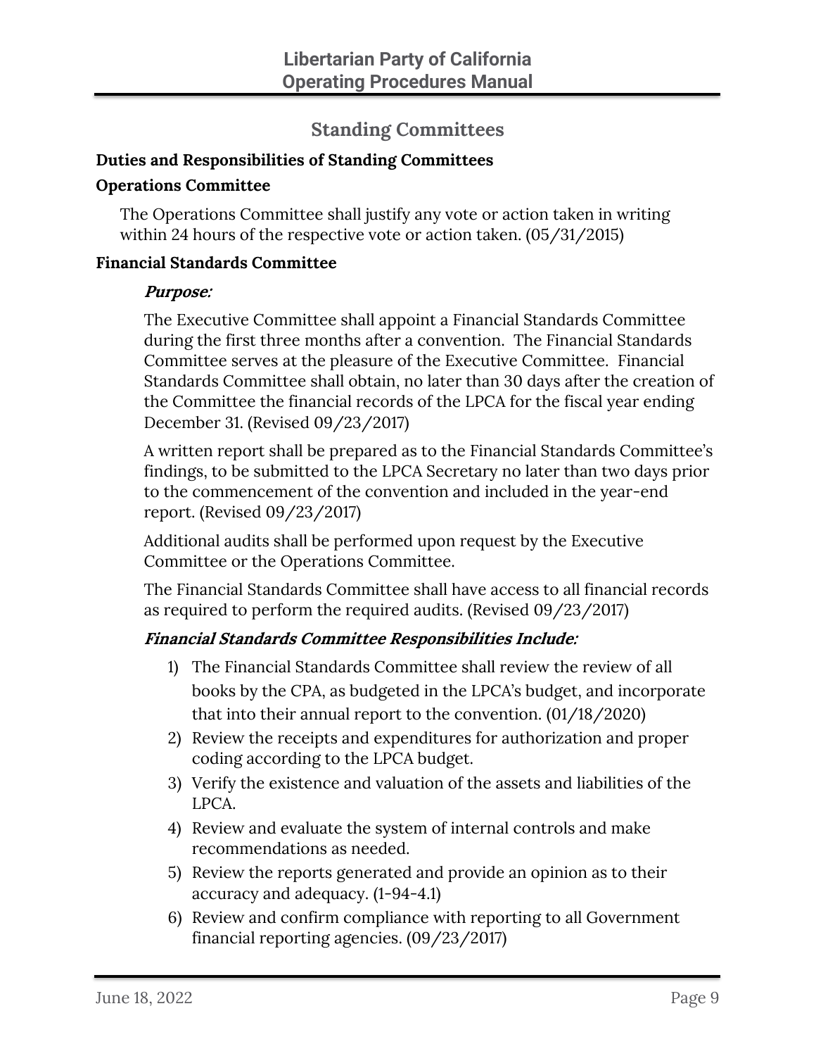## Standing Committees

### Duties and Responsibilities of Standing Committees

### Operations Committee

The Operations Committee shall justify any vote or action taken in writing within 24 hours of the respective vote or action taken. (05/31/2015)

### Financial Standards Committee

***Purpose:***

The Executive Committee shall appoint a Financial Standards Committee during the first three months after a convention. The Financial Standards Committee serves at the pleasure of the Executive Committee. Financial Standards Committee shall obtain, no later than 30 days after the creation of the Committee the financial records of the LPCA for the fiscal year ending December 31. (Revised 09/23/2017)

A written report shall be prepared as to the Financial Standards Committee's findings, to be submitted to the LPCA Secretary no later than two days prior to the commencement of the convention and included in the year-end report. (Revised 09/23/2017)

Additional audits shall be performed upon request by the Executive Committee or the Operations Committee.

The Financial Standards Committee shall have access to all financial records as required to perform the required audits. (Revised 09/23/2017)

***Financial Standards Committee Responsibilities Include:***

1) The Financial Standards Committee shall review the review of all books by the CPA, as budgeted in the LPCA's budget, and incorporate that into their annual report to the convention. (01/18/2020)
2) Review the receipts and expenditures for authorization and proper coding according to the LPCA budget.
3) Verify the existence and valuation of the assets and liabilities of the LPCA.
4) Review and evaluate the system of internal controls and make recommendations as needed.
5) Review the reports generated and provide an opinion as to their accuracy and adequacy. (1-94-4.1)
6) Review and confirm compliance with reporting to all Government financial reporting agencies. (09/23/2017)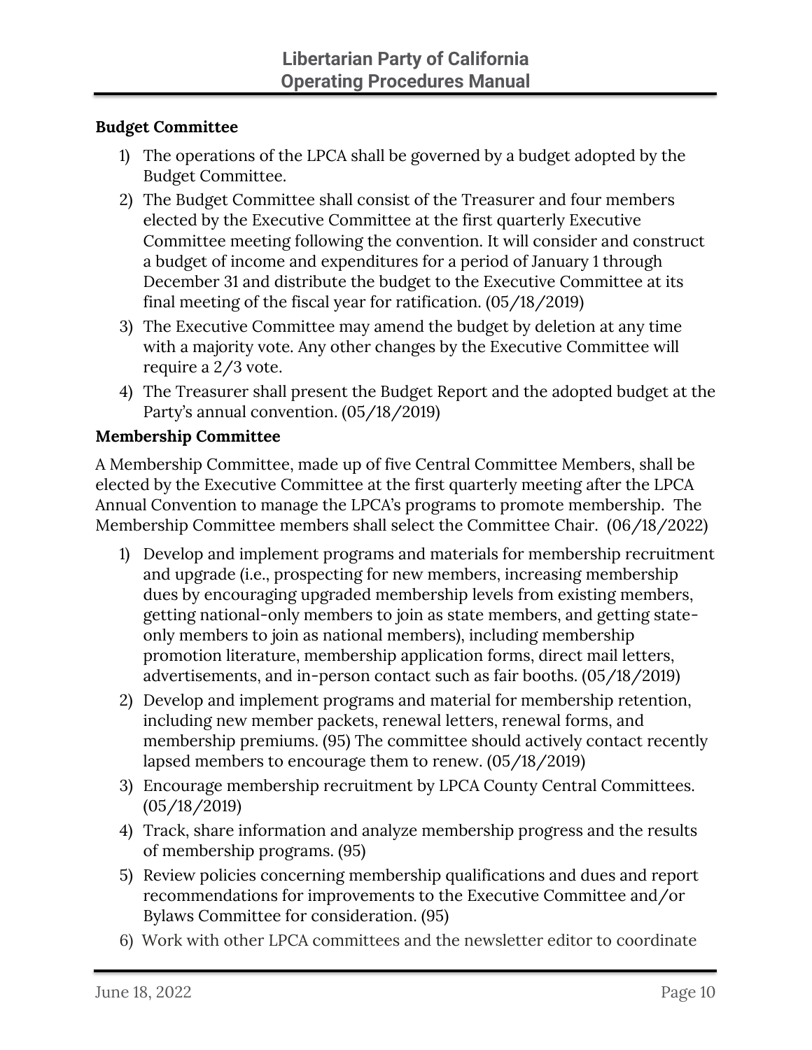**Budget Committee**

1) The operations of the LPCA shall be governed by a budget adopted by the Budget Committee.
2) The Budget Committee shall consist of the Treasurer and four members elected by the Executive Committee at the first quarterly Executive Committee meeting following the convention. It will consider and construct a budget of income and expenditures for a period of January 1 through December 31 and distribute the budget to the Executive Committee at its final meeting of the fiscal year for ratification. (05/18/2019)
3) The Executive Committee may amend the budget by deletion at any time with a majority vote. Any other changes by the Executive Committee will require a 2/3 vote.
4) The Treasurer shall present the Budget Report and the adopted budget at the Party's annual convention. (05/18/2019)

**Membership Committee**

A Membership Committee, made up of five Central Committee Members, shall be elected by the Executive Committee at the first quarterly meeting after the LPCA Annual Convention to manage the LPCA's programs to promote membership. The Membership Committee members shall select the Committee Chair. (06/18/2022)

1) Develop and implement programs and materials for membership recruitment and upgrade (i.e., prospecting for new members, increasing membership dues by encouraging upgraded membership levels from existing members, getting national-only members to join as state members, and getting state-only members to join as national members), including membership promotion literature, membership application forms, direct mail letters, advertisements, and in-person contact such as fair booths. (05/18/2019)
2) Develop and implement programs and material for membership retention, including new member packets, renewal letters, renewal forms, and membership premiums. (95) The committee should actively contact recently lapsed members to encourage them to renew. (05/18/2019)
3) Encourage membership recruitment by LPCA County Central Committees. (05/18/2019)
4) Track, share information and analyze membership progress and the results of membership programs. (95)
5) Review policies concerning membership qualifications and dues and report recommendations for improvements to the Executive Committee and/or Bylaws Committee for consideration. (95)
6) Work with other LPCA committees and the newsletter editor to coordinate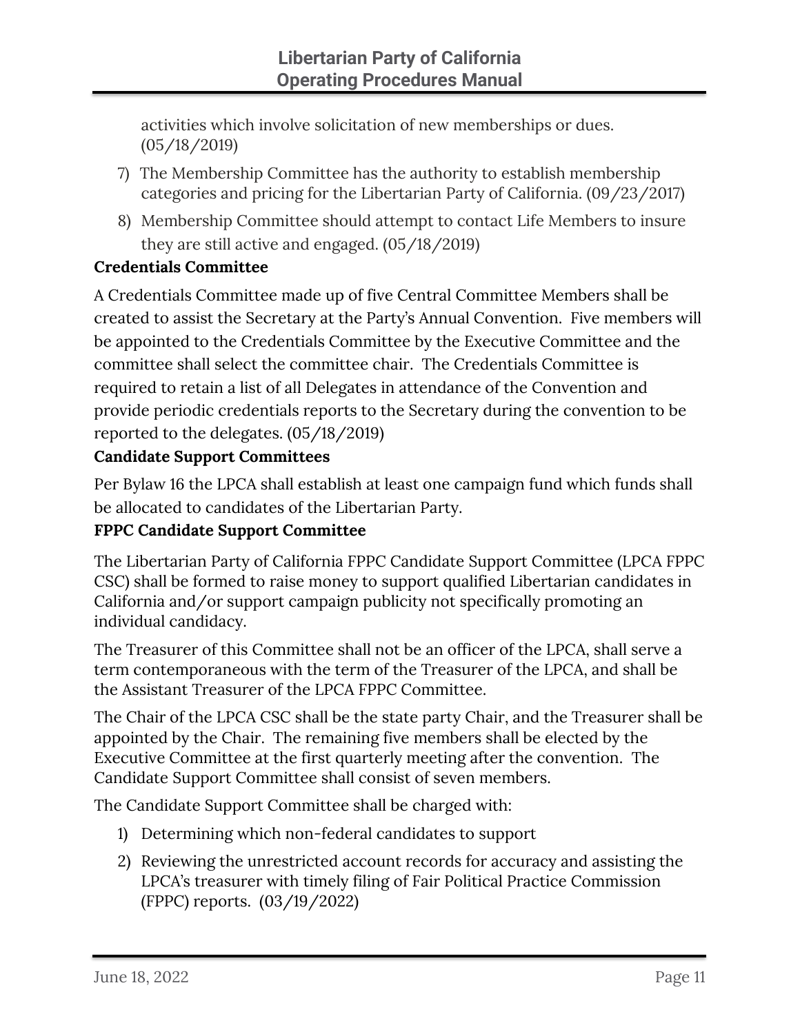activities which involve solicitation of new memberships or dues. (05/18/2019)

7) The Membership Committee has the authority to establish membership categories and pricing for the Libertarian Party of California. (09/23/2017)
8) Membership Committee should attempt to contact Life Members to insure they are still active and engaged. (05/18/2019)

**Credentials Committee**

A Credentials Committee made up of five Central Committee Members shall be created to assist the Secretary at the Party's Annual Convention. Five members will be appointed to the Credentials Committee by the Executive Committee and the committee shall select the committee chair. The Credentials Committee is required to retain a list of all Delegates in attendance of the Convention and provide periodic credentials reports to the Secretary during the convention to be reported to the delegates. (05/18/2019)

**Candidate Support Committees**

Per Bylaw 16 the LPCA shall establish at least one campaign fund which funds shall be allocated to candidates of the Libertarian Party.

**FPPC Candidate Support Committee**

The Libertarian Party of California FPPC Candidate Support Committee (LPCA FPPC CSC) shall be formed to raise money to support qualified Libertarian candidates in California and/or support campaign publicity not specifically promoting an individual candidacy.

The Treasurer of this Committee shall not be an officer of the LPCA, shall serve a term contemporaneous with the term of the Treasurer of the LPCA, and shall be the Assistant Treasurer of the LPCA FPPC Committee.

The Chair of the LPCA CSC shall be the state party Chair, and the Treasurer shall be appointed by the Chair. The remaining five members shall be elected by the Executive Committee at the first quarterly meeting after the convention. The Candidate Support Committee shall consist of seven members.

The Candidate Support Committee shall be charged with:

1) Determining which non-federal candidates to support
2) Reviewing the unrestricted account records for accuracy and assisting the LPCA's treasurer with timely filing of Fair Political Practice Commission (FPPC) reports. (03/19/2022)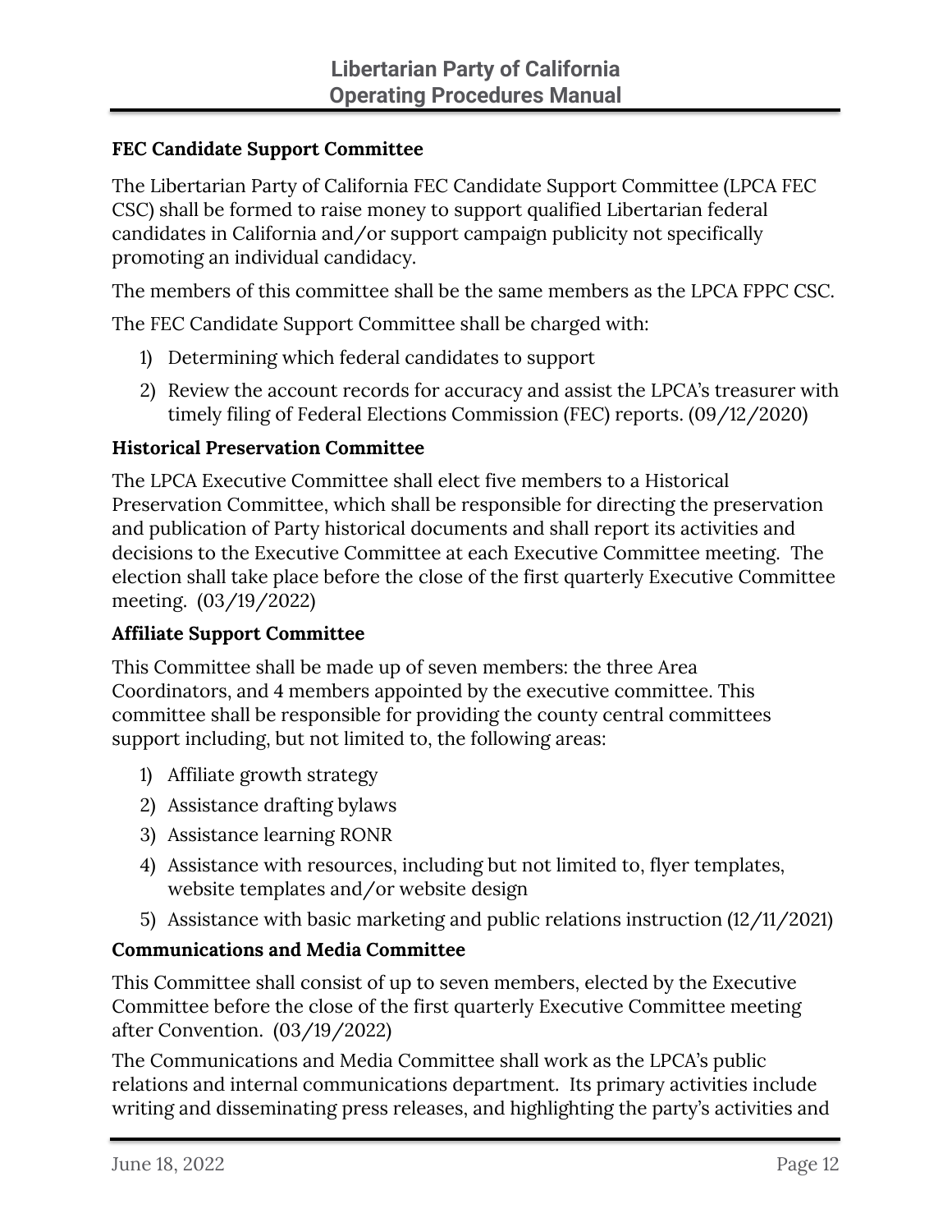**FEC Candidate Support Committee**

The Libertarian Party of California FEC Candidate Support Committee (LPCA FEC CSC) shall be formed to raise money to support qualified Libertarian federal candidates in California and/or support campaign publicity not specifically promoting an individual candidacy.

The members of this committee shall be the same members as the LPCA FPPC CSC.

The FEC Candidate Support Committee shall be charged with:

1) Determining which federal candidates to support
2) Review the account records for accuracy and assist the LPCA's treasurer with timely filing of Federal Elections Commission (FEC) reports. (09/12/2020)

**Historical Preservation Committee**

The LPCA Executive Committee shall elect five members to a Historical Preservation Committee, which shall be responsible for directing the preservation and publication of Party historical documents and shall report its activities and decisions to the Executive Committee at each Executive Committee meeting. The election shall take place before the close of the first quarterly Executive Committee meeting. (03/19/2022)

**Affiliate Support Committee**

This Committee shall be made up of seven members: the three Area Coordinators, and 4 members appointed by the executive committee. This committee shall be responsible for providing the county central committees support including, but not limited to, the following areas:

1) Affiliate growth strategy
2) Assistance drafting bylaws
3) Assistance learning RONR
4) Assistance with resources, including but not limited to, flyer templates, website templates and/or website design
5) Assistance with basic marketing and public relations instruction (12/11/2021)

**Communications and Media Committee**

This Committee shall consist of up to seven members, elected by the Executive Committee before the close of the first quarterly Executive Committee meeting after Convention. (03/19/2022)

The Communications and Media Committee shall work as the LPCA's public relations and internal communications department. Its primary activities include writing and disseminating press releases, and highlighting the party's activities and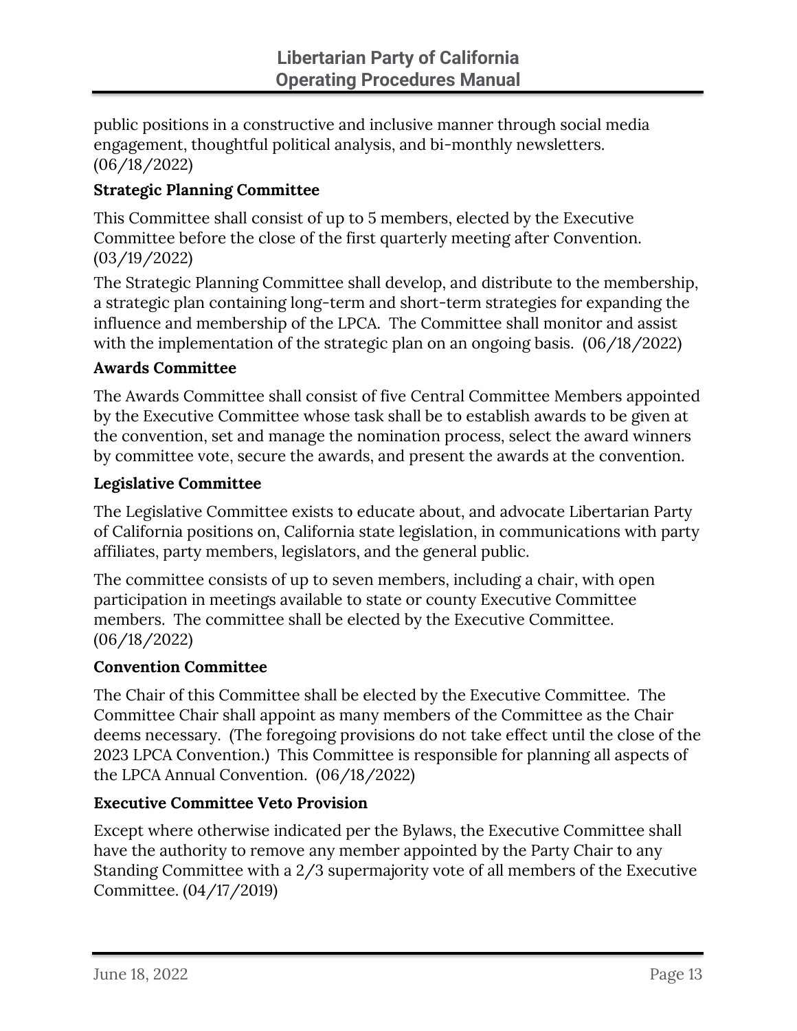public positions in a constructive and inclusive manner through social media engagement, thoughtful political analysis, and bi-monthly newsletters. (06/18/2022)

**Strategic Planning Committee**

This Committee shall consist of up to 5 members, elected by the Executive Committee before the close of the first quarterly meeting after Convention. (03/19/2022)

The Strategic Planning Committee shall develop, and distribute to the membership, a strategic plan containing long-term and short-term strategies for expanding the influence and membership of the LPCA. The Committee shall monitor and assist with the implementation of the strategic plan on an ongoing basis. (06/18/2022)

**Awards Committee**

The Awards Committee shall consist of five Central Committee Members appointed by the Executive Committee whose task shall be to establish awards to be given at the convention, set and manage the nomination process, select the award winners by committee vote, secure the awards, and present the awards at the convention.

**Legislative Committee**

The Legislative Committee exists to educate about, and advocate Libertarian Party of California positions on, California state legislation, in communications with party affiliates, party members, legislators, and the general public.

The committee consists of up to seven members, including a chair, with open participation in meetings available to state or county Executive Committee members. The committee shall be elected by the Executive Committee. (06/18/2022)

**Convention Committee**

The Chair of this Committee shall be elected by the Executive Committee. The Committee Chair shall appoint as many members of the Committee as the Chair deems necessary. (The foregoing provisions do not take effect until the close of the 2023 LPCA Convention.) This Committee is responsible for planning all aspects of the LPCA Annual Convention. (06/18/2022)

**Executive Committee Veto Provision**

Except where otherwise indicated per the Bylaws, the Executive Committee shall have the authority to remove any member appointed by the Party Chair to any Standing Committee with a 2/3 supermajority vote of all members of the Executive Committee. (04/17/2019)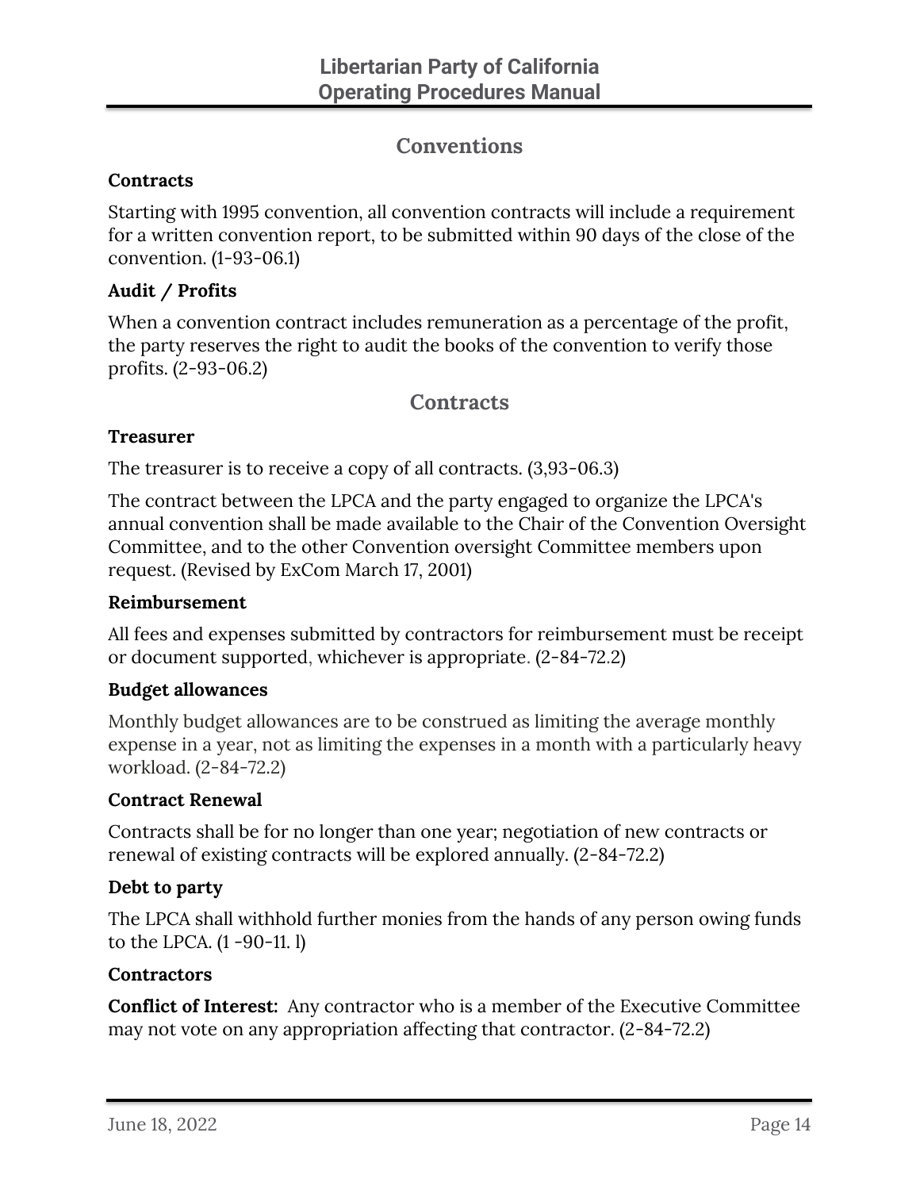## Conventions

### Contracts

Starting with 1995 convention, all convention contracts will include a requirement for a written convention report, to be submitted within 90 days of the close of the convention. (1-93-06.1)

### Audit / Profits

When a convention contract includes remuneration as a percentage of the profit, the party reserves the right to audit the books of the convention to verify those profits. (2-93-06.2)

## Contracts

### Treasurer

The treasurer is to receive a copy of all contracts. (3,93-06.3)

The contract between the LPCA and the party engaged to organize the LPCA's annual convention shall be made available to the Chair of the Convention Oversight Committee, and to the other Convention oversight Committee members upon request. (Revised by ExCom March 17, 2001)

### Reimbursement

All fees and expenses submitted by contractors for reimbursement must be receipt or document supported, whichever is appropriate. (2-84-72.2)

### Budget allowances

Monthly budget allowances are to be construed as limiting the average monthly expense in a year, not as limiting the expenses in a month with a particularly heavy workload. (2-84-72.2)

### Contract Renewal

Contracts shall be for no longer than one year; negotiation of new contracts or renewal of existing contracts will be explored annually. (2-84-72.2)

### Debt to party

The LPCA shall withhold further monies from the hands of any person owing funds to the LPCA. (1 -90-11. l)

### Contractors

**Conflict of Interest:** Any contractor who is a member of the Executive Committee may not vote on any appropriation affecting that contractor. (2-84-72.2)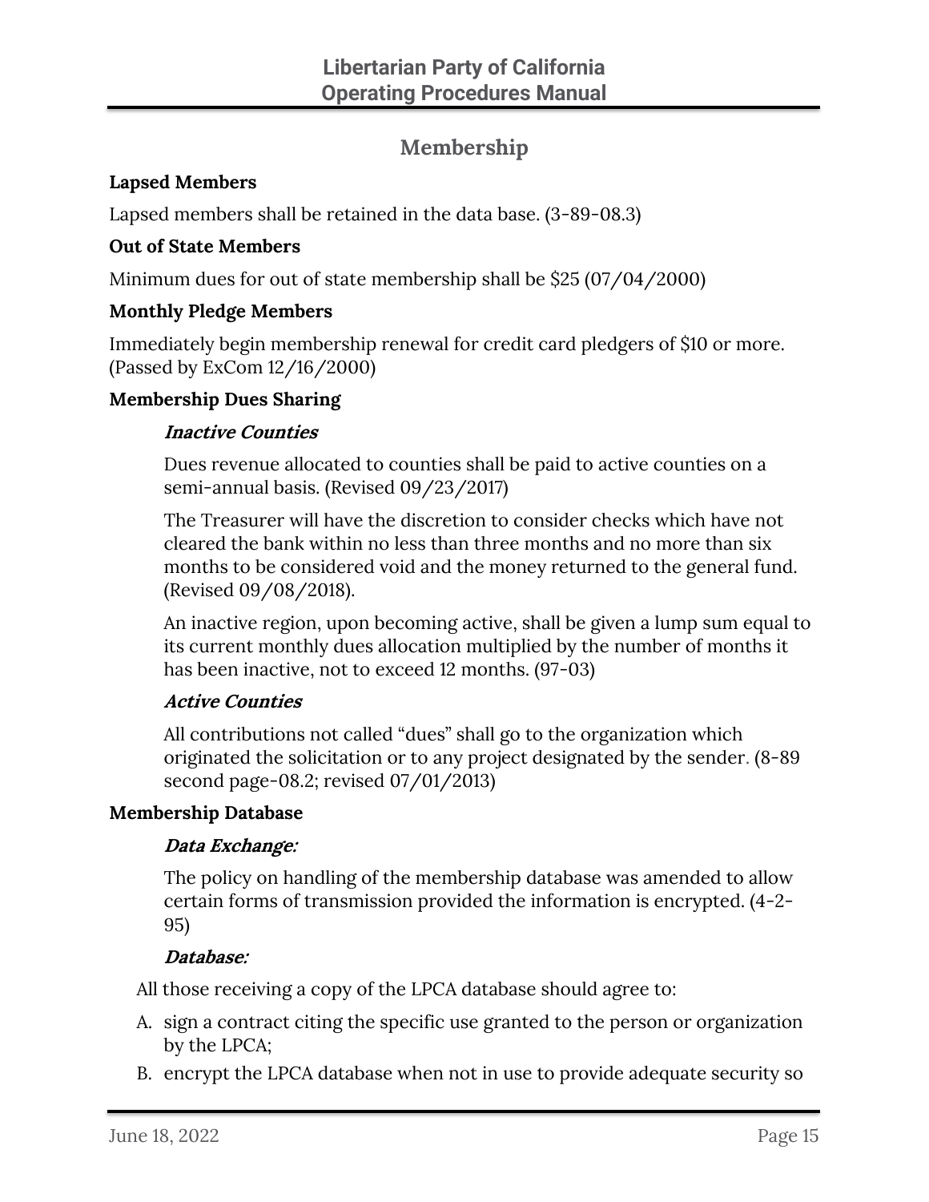## Membership

**Lapsed Members**

Lapsed members shall be retained in the data base. (3-89-08.3)

**Out of State Members**

Minimum dues for out of state membership shall be $25 (07/04/2000)

**Monthly Pledge Members**

Immediately begin membership renewal for credit card pledgers of $10 or more. (Passed by ExCom 12/16/2000)

**Membership Dues Sharing**

***Inactive Counties***

Dues revenue allocated to counties shall be paid to active counties on a semi-annual basis. (Revised 09/23/2017)

The Treasurer will have the discretion to consider checks which have not cleared the bank within no less than three months and no more than six months to be considered void and the money returned to the general fund. (Revised 09/08/2018).

An inactive region, upon becoming active, shall be given a lump sum equal to its current monthly dues allocation multiplied by the number of months it has been inactive, not to exceed 12 months. (97-03)

***Active Counties***

All contributions not called "dues" shall go to the organization which originated the solicitation or to any project designated by the sender. (8-89 second page-08.2; revised 07/01/2013)

**Membership Database**

***Data Exchange:***

The policy on handling of the membership database was amended to allow certain forms of transmission provided the information is encrypted. (4-2-95)

***Database:***

All those receiving a copy of the LPCA database should agree to:

A. sign a contract citing the specific use granted to the person or organization by the LPCA;
B. encrypt the LPCA database when not in use to provide adequate security so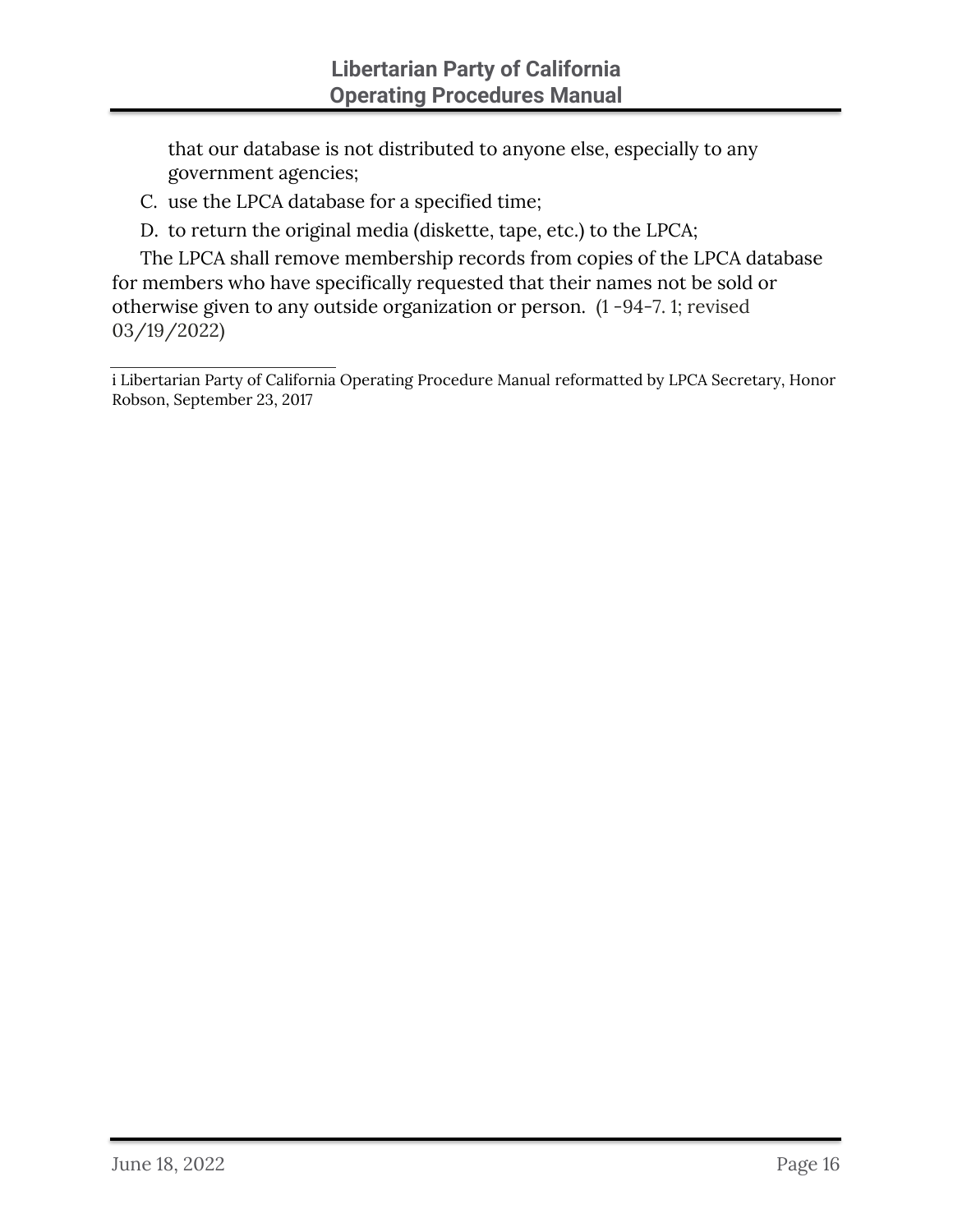that our database is not distributed to anyone else, especially to any government agencies;

C. use the LPCA database for a specified time;

D. to return the original media (diskette, tape, etc.) to the LPCA;

The LPCA shall remove membership records from copies of the LPCA database for members who have specifically requested that their names not be sold or otherwise given to any outside organization or person. (1 -94-7. 1; revised 03/19/2022)

---

i Libertarian Party of California Operating Procedure Manual reformatted by LPCA Secretary, Honor Robson, September 23, 2017